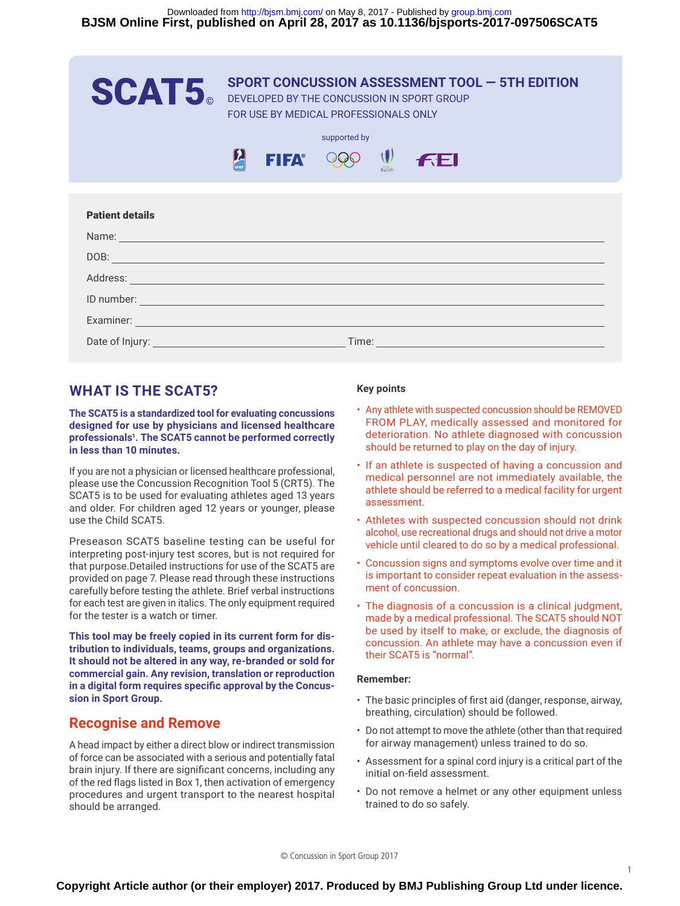# SCAT5©

## SPORT CONCUSSION ASSESSMENT TOOL — 5TH EDITION

DEVELOPED BY THE CONCUSSION IN SPORT GROUP
FOR USE BY MEDICAL PROFESSIONALS ONLY

supported by

**Patient details**

Name: ______________________________

DOB: ______________________________

Address: ______________________________

ID number: ______________________________

Examiner: ______________________________

Date of Injury: ______________________________ Time: ______________________________

## WHAT IS THE SCAT5?

**The SCAT5 is a standardized tool for evaluating concussions designed for use by physicians and licensed healthcare professionals[1]. The SCAT5 cannot be performed correctly in less than 10 minutes.**

If you are not a physician or licensed healthcare professional, please use the Concussion Recognition Tool 5 (CRT5). The SCAT5 is to be used for evaluating athletes aged 13 years and older. For children aged 12 years or younger, please use the Child SCAT5.

Preseason SCAT5 baseline testing can be useful for interpreting post-injury test scores, but is not required for that purpose.Detailed instructions for use of the SCAT5 are provided on page 7. Please read through these instructions carefully before testing the athlete. Brief verbal instructions for each test are given in italics. The only equipment required for the tester is a watch or timer.

**This tool may be freely copied in its current form for distribution to individuals, teams, groups and organizations. It should not be altered in any way, re-branded or sold for commercial gain. Any revision, translation or reproduction in a digital form requires specific approval by the Concussion in Sport Group.**

## Recognise and Remove

A head impact by either a direct blow or indirect transmission of force can be associated with a serious and potentially fatal brain injury. If there are significant concerns, including any of the red flags listed in Box 1, then activation of emergency procedures and urgent transport to the nearest hospital should be arranged.

**Key points**

- Any athlete with suspected concussion should be REMOVED FROM PLAY, medically assessed and monitored for deterioration. No athlete diagnosed with concussion should be returned to play on the day of injury.
- If an athlete is suspected of having a concussion and medical personnel are not immediately available, the athlete should be referred to a medical facility for urgent assessment.
- Athletes with suspected concussion should not drink alcohol, use recreational drugs and should not drive a motor vehicle until cleared to do so by a medical professional.
- Concussion signs and symptoms evolve over time and it is important to consider repeat evaluation in the assessment of concussion.
- The diagnosis of a concussion is a clinical judgment, made by a medical professional. The SCAT5 should NOT be used by itself to make, or exclude, the diagnosis of concussion. An athlete may have a concussion even if their SCAT5 is "normal".

**Remember:**

- The basic principles of first aid (danger, response, airway, breathing, circulation) should be followed.
- Do not attempt to move the athlete (other than that required for airway management) unless trained to do so.
- Assessment for a spinal cord injury is a critical part of the initial on-field assessment.
- Do not remove a helmet or any other equipment unless trained to do so safely.

© Concussion in Sport Group 2017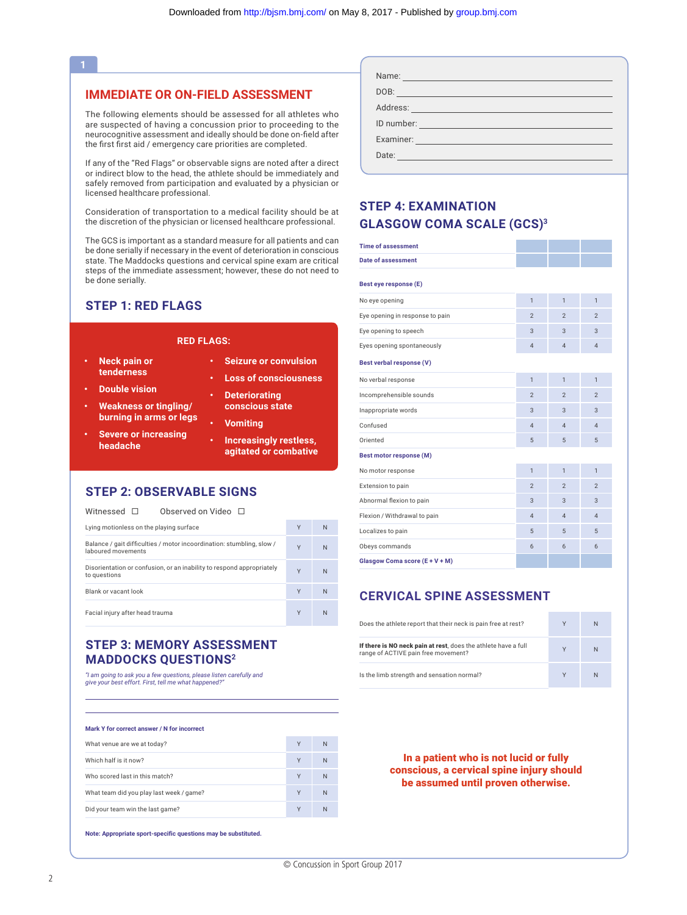1

## IMMEDIATE OR ON-FIELD ASSESSMENT

The following elements should be assessed for all athletes who are suspected of having a concussion prior to proceeding to the neurocognitive assessment and ideally should be done on-field after the first first aid / emergency care priorities are completed.

If any of the "Red Flags" or observable signs are noted after a direct or indirect blow to the head, the athlete should be immediately and safely removed from participation and evaluated by a physician or licensed healthcare professional.

Consideration of transportation to a medical facility should be at the discretion of the physician or licensed healthcare professional.

The GCS is important as a standard measure for all patients and can be done serially if necessary in the event of deterioration in conscious state. The Maddocks questions and cervical spine exam are critical steps of the immediate assessment; however, these do not need to be done serially.

## STEP 1: RED FLAGS

**RED FLAGS:**

- **Neck pain or tenderness**
- **Double vision**
- **Weakness or tingling/ burning in arms or legs**
- **Severe or increasing headache**
- **Seizure or convulsion**
- **Loss of consciousness**
- **Deteriorating conscious state**
- **Vomiting**
- **Increasingly restless, agitated or combative**

## STEP 2: OBSERVABLE SIGNS

Witnessed ☐ Observed on Video ☐

| | | |
|---|---|---|
| Lying motionless on the playing surface | Y | N |
| Balance / gait difficulties / motor incoordination: stumbling, slow / laboured movements | Y | N |
| Disorientation or confusion, or an inability to respond appropriately to questions | Y | N |
| Blank or vacant look | Y | N |
| Facial injury after head trauma | Y | N |

## STEP 3: MEMORY ASSESSMENT MADDOCKS QUESTIONS[2]

*"I am going to ask you a few questions, please listen carefully and give your best effort. First, tell me what happened?"*

**Mark Y for correct answer / N for incorrect**

| | | |
|---|---|---|
| What venue are we at today? | Y | N |
| Which half is it now? | Y | N |
| Who scored last in this match? | Y | N |
| What team did you play last week / game? | Y | N |
| Did your team win the last game? | Y | N |

**Note: Appropriate sport-specific questions may be substituted.**

Name: ____________________

DOB: ____________________

Address: ____________________

ID number: ____________________

Examiner: ____________________

Date: ____________________

## STEP 4: EXAMINATION GLASGOW COMA SCALE (GCS)[3]

| | | | |
|---|---|---|---|
| **Time of assessment** | | | |
| **Date of assessment** | | | |
| **Best eye response (E)** | | | |
| No eye opening | 1 | 1 | 1 |
| Eye opening in response to pain | 2 | 2 | 2 |
| Eye opening to speech | 3 | 3 | 3 |
| Eyes opening spontaneously | 4 | 4 | 4 |
| **Best verbal response (V)** | | | |
| No verbal response | 1 | 1 | 1 |
| Incomprehensible sounds | 2 | 2 | 2 |
| Inappropriate words | 3 | 3 | 3 |
| Confused | 4 | 4 | 4 |
| Oriented | 5 | 5 | 5 |
| **Best motor response (M)** | | | |
| No motor response | 1 | 1 | 1 |
| Extension to pain | 2 | 2 | 2 |
| Abnormal flexion to pain | 3 | 3 | 3 |
| Flexion / Withdrawal to pain | 4 | 4 | 4 |
| Localizes to pain | 5 | 5 | 5 |
| Obeys commands | 6 | 6 | 6 |
| **Glasgow Coma score (E + V + M)** | | | |

## CERVICAL SPINE ASSESSMENT

| | | |
|---|---|---|
| Does the athlete report that their neck is pain free at rest? | Y | N |
| **If there is NO neck pain at rest**, does the athlete have a full range of ACTIVE pain free movement? | Y | N |
| Is the limb strength and sensation normal? | Y | N |

**In a patient who is not lucid or fully conscious, a cervical spine injury should be assumed until proven otherwise.**

© Concussion in Sport Group 2017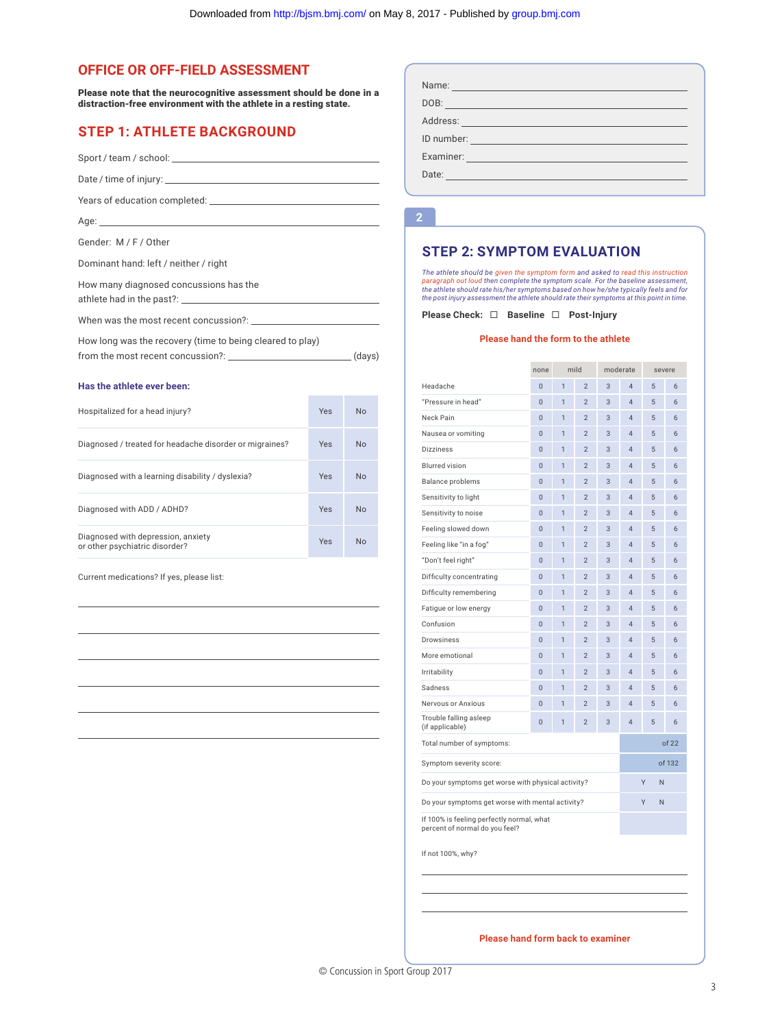## OFFICE OR OFF-FIELD ASSESSMENT

**Please note that the neurocognitive assessment should be done in a distraction-free environment with the athlete in a resting state.**

## STEP 1: ATHLETE BACKGROUND

Sport / team / school: ______________________

Date / time of injury: ______________________

Years of education completed: ______________________

Age: ______________________

Gender: M / F / Other

Dominant hand: left / neither / right

How many diagnosed concussions has the athlete had in the past?: ______________________

When was the most recent concussion?: ______________________

How long was the recovery (time to being cleared to play) from the most recent concussion?: ______________________ (days)

### Has the athlete ever been:

| | | |
|---|---|---|
| Hospitalized for a head injury? | Yes | No |
| Diagnosed / treated for headache disorder or migraines? | Yes | No |
| Diagnosed with a learning disability / dyslexia? | Yes | No |
| Diagnosed with ADD / ADHD? | Yes | No |
| Diagnosed with depression, anxiety or other psychiatric disorder? | Yes | No |

Current medications? If yes, please list:

______________________

______________________

______________________

______________________

______________________

______________________

Name: ______________________

DOB: ______________________

Address: ______________________

ID number: ______________________

Examiner: ______________________

Date: ______________________

## 2

## STEP 2: SYMPTOM EVALUATION

*The athlete should be given the symptom form and asked to read this instruction paragraph out loud then complete the symptom scale. For the baseline assessment, the athlete should rate his/her symptoms based on how he/she typically feels and for the post injury assessment the athlete should rate their symptoms at this point in time.*

**Please Check:** ☐ **Baseline** ☐ **Post-Injury**

**Please hand the form to the athlete**

| | none | mild | | moderate | | severe | |
|---|---|---|---|---|---|---|---|
| Headache | 0 | 1 | 2 | 3 | 4 | 5 | 6 |
| "Pressure in head" | 0 | 1 | 2 | 3 | 4 | 5 | 6 |
| Neck Pain | 0 | 1 | 2 | 3 | 4 | 5 | 6 |
| Nausea or vomiting | 0 | 1 | 2 | 3 | 4 | 5 | 6 |
| Dizziness | 0 | 1 | 2 | 3 | 4 | 5 | 6 |
| Blurred vision | 0 | 1 | 2 | 3 | 4 | 5 | 6 |
| Balance problems | 0 | 1 | 2 | 3 | 4 | 5 | 6 |
| Sensitivity to light | 0 | 1 | 2 | 3 | 4 | 5 | 6 |
| Sensitivity to noise | 0 | 1 | 2 | 3 | 4 | 5 | 6 |
| Feeling slowed down | 0 | 1 | 2 | 3 | 4 | 5 | 6 |
| Feeling like "in a fog" | 0 | 1 | 2 | 3 | 4 | 5 | 6 |
| "Don't feel right" | 0 | 1 | 2 | 3 | 4 | 5 | 6 |
| Difficulty concentrating | 0 | 1 | 2 | 3 | 4 | 5 | 6 |
| Difficulty remembering | 0 | 1 | 2 | 3 | 4 | 5 | 6 |
| Fatigue or low energy | 0 | 1 | 2 | 3 | 4 | 5 | 6 |
| Confusion | 0 | 1 | 2 | 3 | 4 | 5 | 6 |
| Drowsiness | 0 | 1 | 2 | 3 | 4 | 5 | 6 |
| More emotional | 0 | 1 | 2 | 3 | 4 | 5 | 6 |
| Irritability | 0 | 1 | 2 | 3 | 4 | 5 | 6 |
| Sadness | 0 | 1 | 2 | 3 | 4 | 5 | 6 |
| Nervous or Anxious | 0 | 1 | 2 | 3 | 4 | 5 | 6 |
| Trouble falling asleep (if applicable) | 0 | 1 | 2 | 3 | 4 | 5 | 6 |

| | |
|---|---|
| Total number of symptoms: | of 22 |
| Symptom severity score: | of 132 |
| Do your symptoms get worse with physical activity? | Y N |
| Do your symptoms get worse with mental activity? | Y N |
| If 100% is feeling perfectly normal, what percent of normal do you feel? | |

If not 100%, why?

______________________

______________________

______________________

**Please hand form back to examiner**

© Concussion in Sport Group 2017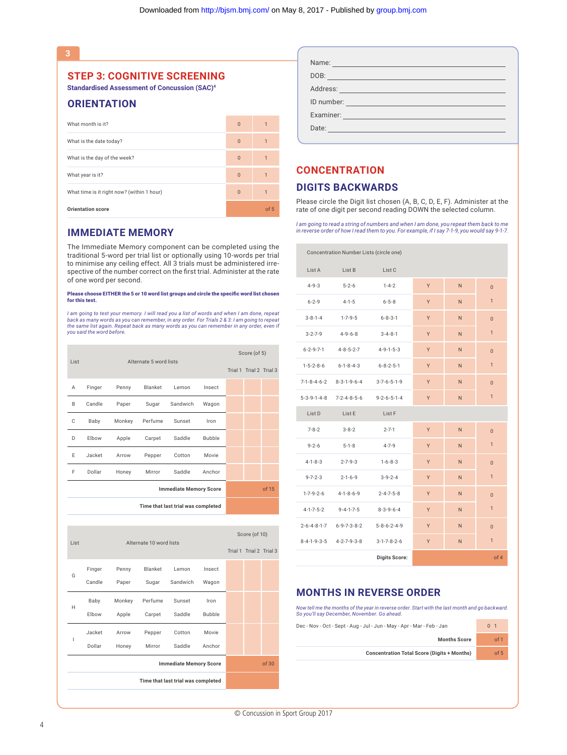## 3

# STEP 3: COGNITIVE SCREENING

**Standardised Assessment of Concussion (SAC)**[4]

## ORIENTATION

| | | |
|---|---|---|
| What month is it? | 0 | 1 |
| What is the date today? | 0 | 1 |
| What is the day of the week? | 0 | 1 |
| What year is it? | 0 | 1 |
| What time is it right now? (within 1 hour) | 0 | 1 |
| **Orientation score** | | of 5 |

## IMMEDIATE MEMORY

The Immediate Memory component can be completed using the traditional 5-word per trial list or optionally using 10-words per trial to minimise any ceiling effect. All 3 trials must be administered irrespective of the number correct on the first trial. Administer at the rate of one word per second.

**Please choose EITHER the 5 or 10 word list groups and circle the specific word list chosen for this test.**

*I am going to test your memory. I will read you a list of words and when I am done, repeat back as many words as you can remember, in any order. For Trials 2 & 3: I am going to repeat the same list again. Repeat back as many words as you can remember in any order, even if you said the word before.*

| List | Alternate 5 word lists | | | | | Score (of 5) | | |
|---|---|---|---|---|---|---|---|---|
| | | | | | | Trial 1 | Trial 2 | Trial 3 |
| A | Finger | Penny | Blanket | Lemon | Insect | | | |
| B | Candle | Paper | Sugar | Sandwich | Wagon | | | |
| C | Baby | Monkey | Perfume | Sunset | Iron | | | |
| D | Elbow | Apple | Carpet | Saddle | Bubble | | | |
| E | Jacket | Arrow | Pepper | Cotton | Movie | | | |
| F | Dollar | Honey | Mirror | Saddle | Anchor | | | |
| | | | | | **Immediate Memory Score** | of 15 | | |
| | | | | | **Time that last trial was completed** | | | |

| List | Alternate 10 word lists | | | | | Score (of 10) | | |
|---|---|---|---|---|---|---|---|---|
| | | | | | | Trial 1 | Trial 2 | Trial 3 |
| G | Finger | Penny | Blanket | Lemon | Insect | | | |
| | Candle | Paper | Sugar | Sandwich | Wagon | | | |
| H | Baby | Monkey | Perfume | Sunset | Iron | | | |
| | Elbow | Apple | Carpet | Saddle | Bubble | | | |
| I | Jacket | Arrow | Pepper | Cotton | Movie | | | |
| | Dollar | Honey | Mirror | Saddle | Anchor | | | |
| | | | | | **Immediate Memory Score** | of 30 | | |
| | | | | | **Time that last trial was completed** | | | |

Name:
DOB:
Address:
ID number:
Examiner:
Date:

## CONCENTRATION

## DIGITS BACKWARDS

Please circle the Digit list chosen (A, B, C, D, E, F). Administer at the rate of one digit per second reading DOWN the selected column.

*I am going to read a string of numbers and when I am done, you repeat them back to me in reverse order of how I read them to you. For example, if I say 7-1-9, you would say 9-1-7.*

| Concentration Number Lists (circle one) | | | | | |
|---|---|---|---|---|---|
| List A | List B | List C | | | |
| 4-9-3 | 5-2-6 | 1-4-2 | Y | N | 0 |
| 6-2-9 | 4-1-5 | 6-5-8 | Y | N | 1 |
| 3-8-1-4 | 1-7-9-5 | 6-8-3-1 | Y | N | 0 |
| 3-2-7-9 | 4-9-6-8 | 3-4-8-1 | Y | N | 1 |
| 6-2-9-7-1 | 4-8-5-2-7 | 4-9-1-5-3 | Y | N | 0 |
| 1-5-2-8-6 | 6-1-8-4-3 | 6-8-2-5-1 | Y | N | 1 |
| 7-1-8-4-6-2 | 8-3-1-9-6-4 | 3-7-6-5-1-9 | Y | N | 0 |
| 5-3-9-1-4-8 | 7-2-4-8-5-6 | 9-2-6-5-1-4 | Y | N | 1 |
| List D | List E | List F | | | |
| 7-8-2 | 3-8-2 | 2-7-1 | Y | N | 0 |
| 9-2-6 | 5-1-8 | 4-7-9 | Y | N | 1 |
| 4-1-8-3 | 2-7-9-3 | 1-6-8-3 | Y | N | 0 |
| 9-7-2-3 | 2-1-6-9 | 3-9-2-4 | Y | N | 1 |
| 1-7-9-2-6 | 4-1-8-6-9 | 2-4-7-5-8 | Y | N | 0 |
| 4-1-7-5-2 | 9-4-1-7-5 | 8-3-9-6-4 | Y | N | 1 |
| 2-6-4-8-1-7 | 6-9-7-3-8-2 | 5-8-6-2-4-9 | Y | N | 0 |
| 8-4-1-9-3-5 | 4-2-7-9-3-8 | 3-1-7-8-2-6 | Y | N | 1 |
| | | **Digits Score:** | | | of 4 |

## MONTHS IN REVERSE ORDER

*Now tell me the months of the year in reverse order. Start with the last month and go backward. So you'll say December, November. Go ahead.*

| | |
|---|---|
| Dec - Nov - Oct - Sept - Aug - Jul - Jun - May - Apr - Mar - Feb - Jan | 0 1 |
| **Months Score** | of 1 |
| **Concentration Total Score (Digits + Months)** | of 5 |

© Concussion in Sport Group 2017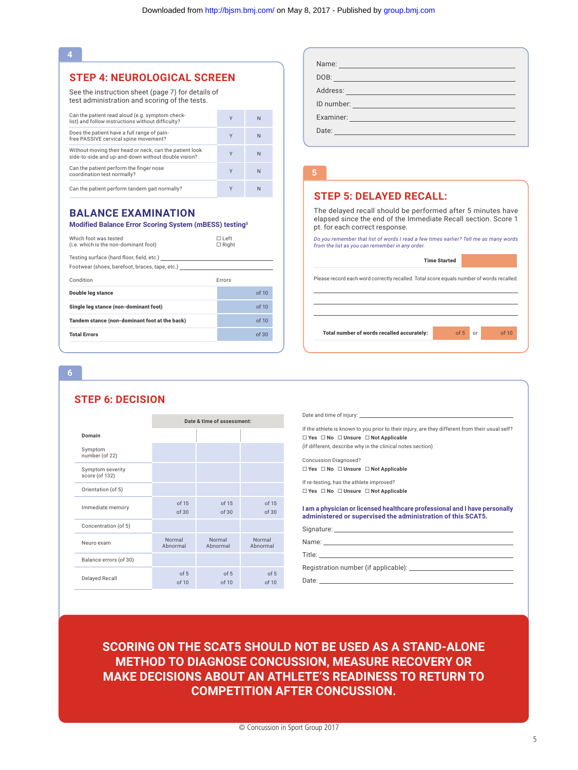## STEP 4: NEUROLOGICAL SCREEN

See the instruction sheet (page 7) for details of test administration and scoring of the tests.

| | | |
|---|---|---|
| Can the patient read aloud (e.g. symptom check-list) and follow instructions without difficulty? | Y | N |
| Does the patient have a full range of pain-free PASSIVE cervical spine movement? | Y | N |
| Without moving their head or neck, can the patient look side-to-side and up-and-down without double vision? | Y | N |
| Can the patient perform the finger nose coordination test normally? | Y | N |
| Can the patient perform tandem gait normally? | Y | N |

## BALANCE EXAMINATION

**Modified Balance Error Scoring System (mBESS) testing**[5]

Which foot was tested (i.e. which is the non-dominant foot) ☐ Left ☐ Right

Testing surface (hard floor, field, etc.) ______________________

Footwear (shoes, barefoot, braces, tape, etc.) ______________________

| Condition | Errors |
|---|---|
| **Double leg stance** | of 10 |
| **Single leg stance (non-dominant foot)** | of 10 |
| **Tandem stance (non-dominant foot at the back)** | of 10 |
| **Total Errors** | of 30 |

Name: ______________________

DOB: ______________________

Address: ______________________

ID number: ______________________

Examiner: ______________________

Date: ______________________

## STEP 5: DELAYED RECALL:

The delayed recall should be performed after 5 minutes have elapsed since the end of the Immediate Recall section. Score 1 pt. for each correct response.

*Do you remember that list of words I read a few times earlier? Tell me as many words from the list as you can remember in any order.*

**Time Started** ______

Please record each word correctly recalled. Total score equals number of words recalled.

______________________

______________________

______________________

**Total number of words recalled accurately:** of 5 or of 10

## STEP 6: DECISION

| Domain | Date & time of assessment: | | |
|---|---|---|---|
| Symptom number (of 22) | | | |
| Symptom severity score (of 132) | | | |
| Orientation (of 5) | | | |
| Immediate memory | of 15<br>of 30 | of 15<br>of 30 | of 15<br>of 30 |
| Concentration (of 5) | | | |
| Neuro exam | Normal<br>Abnormal | Normal<br>Abnormal | Normal<br>Abnormal |
| Balance errors (of 30) | | | |
| Delayed Recall | of 5<br>of 10 | of 5<br>of 10 | of 5<br>of 10 |

Date and time of injury: ______________________

If the athlete is known to you prior to their injury, are they different from their usual self?

☐ **Yes** ☐ **No** ☐ **Unsure** ☐ **Not Applicable**

(If different, describe why in the clinical notes section)

Concussion Diagnosed?

☐ **Yes** ☐ **No** ☐ **Unsure** ☐ **Not Applicable**

If re-testing, has the athlete improved?

☐ **Yes** ☐ **No** ☐ **Unsure** ☐ **Not Applicable**

**I am a physician or licensed healthcare professional and I have personally administered or supervised the administration of this SCAT5.**

Signature: ______________________

Name: ______________________

Title: ______________________

Registration number (if applicable): ______________________

Date: ______________________

**SCORING ON THE SCAT5 SHOULD NOT BE USED AS A STAND-ALONE METHOD TO DIAGNOSE CONCUSSION, MEASURE RECOVERY OR MAKE DECISIONS ABOUT AN ATHLETE'S READINESS TO RETURN TO COMPETITION AFTER CONCUSSION.**

© Concussion in Sport Group 2017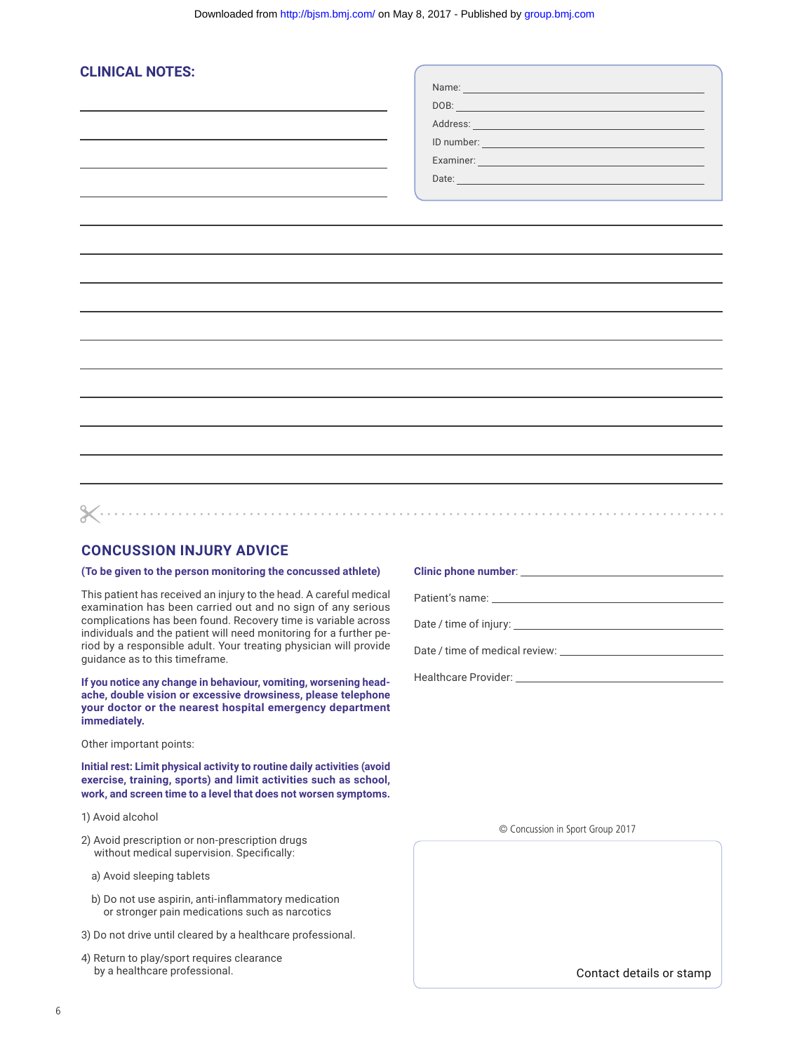## CLINICAL NOTES:

Name: 

DOB: 

Address: 

ID number: 

Examiner: 

Date: 

---

## CONCUSSION INJURY ADVICE

**(To be given to the person monitoring the concussed athlete)**

This patient has received an injury to the head. A careful medical examination has been carried out and no sign of any serious complications has been found. Recovery time is variable across individuals and the patient will need monitoring for a further period by a responsible adult. Your treating physician will provide guidance as to this timeframe.

**If you notice any change in behaviour, vomiting, worsening headache, double vision or excessive drowsiness, please telephone your doctor or the nearest hospital emergency department immediately.**

Other important points:

**Initial rest: Limit physical activity to routine daily activities (avoid exercise, training, sports) and limit activities such as school, work, and screen time to a level that does not worsen symptoms.**

1) Avoid alcohol

2) Avoid prescription or non-prescription drugs without medical supervision. Specifically:

   a) Avoid sleeping tablets

   b) Do not use aspirin, anti-inflammatory medication or stronger pain medications such as narcotics

3) Do not drive until cleared by a healthcare professional.

4) Return to play/sport requires clearance by a healthcare professional.

**Clinic phone number**: 

Patient's name: 

Date / time of injury: 

Date / time of medical review: 

Healthcare Provider: 

© Concussion in Sport Group 2017

Contact details or stamp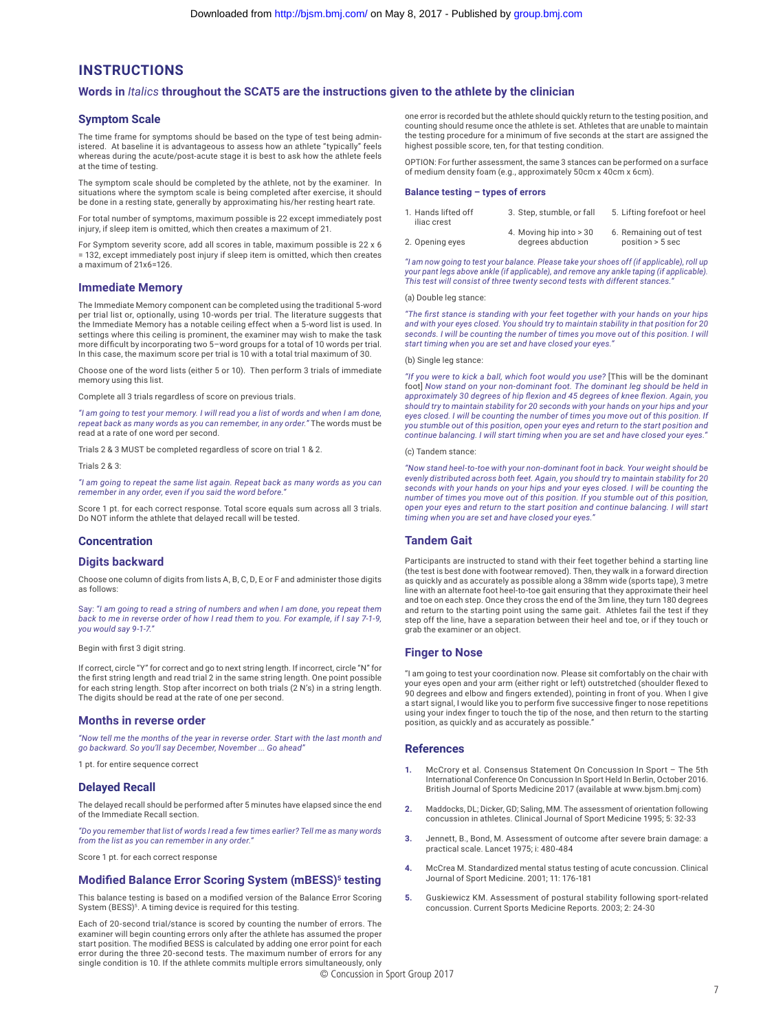# INSTRUCTIONS

## Words in *Italics* throughout the SCAT5 are the instructions given to the athlete by the clinician

### Symptom Scale

The time frame for symptoms should be based on the type of test being administered. At baseline it is advantageous to assess how an athlete "typically" feels whereas during the acute/post-acute stage it is best to ask how the athlete feels at the time of testing.

The symptom scale should be completed by the athlete, not by the examiner. In situations where the symptom scale is being completed after exercise, it should be done in a resting state, generally by approximating his/her resting heart rate.

For total number of symptoms, maximum possible is 22 except immediately post injury, if sleep item is omitted, which then creates a maximum of 21.

For Symptom severity score, add all scores in table, maximum possible is 22 x 6 = 132, except immediately post injury if sleep item is omitted, which then creates a maximum of 21x6=126.

### Immediate Memory

The Immediate Memory component can be completed using the traditional 5-word per trial list or, optionally, using 10-words per trial. The literature suggests that the Immediate Memory has a notable ceiling effect when a 5-word list is used. In settings where this ceiling is prominent, the examiner may wish to make the task more difficult by incorporating two 5–word groups for a total of 10 words per trial. In this case, the maximum score per trial is 10 with a total trial maximum of 30.

Choose one of the word lists (either 5 or 10). Then perform 3 trials of immediate memory using this list.

Complete all 3 trials regardless of score on previous trials.

*"I am going to test your memory. I will read you a list of words and when I am done, repeat back as many words as you can remember, in any order."* The words must be read at a rate of one word per second.

Trials 2 & 3 MUST be completed regardless of score on trial 1 & 2.

Trials 2 & 3:

*"I am going to repeat the same list again. Repeat back as many words as you can remember in any order, even if you said the word before."*

Score 1 pt. for each correct response. Total score equals sum across all 3 trials. Do NOT inform the athlete that delayed recall will be tested.

### Concentration

### Digits backward

Choose one column of digits from lists A, B, C, D, E or F and administer those digits as follows:

Say: *"I am going to read a string of numbers and when I am done, you repeat them back to me in reverse order of how I read them to you. For example, if I say 7-1-9, you would say 9-1-7."*

Begin with first 3 digit string.

If correct, circle "Y" for correct and go to next string length. If incorrect, circle "N" for the first string length and read trial 2 in the same string length. One point possible for each string length. Stop after incorrect on both trials (2 N's) in a string length. The digits should be read at the rate of one per second.

### Months in reverse order

*"Now tell me the months of the year in reverse order. Start with the last month and go backward. So you'll say December, November ... Go ahead"*

1 pt. for entire sequence correct

### Delayed Recall

The delayed recall should be performed after 5 minutes have elapsed since the end of the Immediate Recall section.

*"Do you remember that list of words I read a few times earlier? Tell me as many words from the list as you can remember in any order."*

Score 1 pt. for each correct response

### Modified Balance Error Scoring System (mBESS)[5] testing

This balance testing is based on a modified version of the Balance Error Scoring System (BESS)[5]. A timing device is required for this testing.

Each of 20-second trial/stance is scored by counting the number of errors. The examiner will begin counting errors only after the athlete has assumed the proper start position. The modified BESS is calculated by adding one error point for each error during the three 20-second tests. The maximum number of errors for any single condition is 10. If the athlete commits multiple errors simultaneously, only one error is recorded but the athlete should quickly return to the testing position, and counting should resume once the athlete is set. Athletes that are unable to maintain the testing procedure for a minimum of five seconds at the start are assigned the highest possible score, ten, for that testing condition.

OPTION: For further assessment, the same 3 stances can be performed on a surface of medium density foam (e.g., approximately 50cm x 40cm x 6cm).

#### Balance testing – types of errors

1. Hands lifted off iliac crest
2. Opening eyes
3. Step, stumble, or fall
4. Moving hip into > 30 degrees abduction
5. Lifting forefoot or heel
6. Remaining out of test position > 5 sec

*"I am now going to test your balance. Please take your shoes off (if applicable), roll up your pant legs above ankle (if applicable), and remove any ankle taping (if applicable). This test will consist of three twenty second tests with different stances."*

(a) Double leg stance:

*"The first stance is standing with your feet together with your hands on your hips and with your eyes closed. You should try to maintain stability in that position for 20 seconds. I will be counting the number of times you move out of this position. I will start timing when you are set and have closed your eyes."*

(b) Single leg stance:

*"If you were to kick a ball, which foot would you use?* [This will be the dominant foot] *Now stand on your non-dominant foot. The dominant leg should be held in approximately 30 degrees of hip flexion and 45 degrees of knee flexion. Again, you should try to maintain stability for 20 seconds with your hands on your hips and your eyes closed. I will be counting the number of times you move out of this position. If you stumble out of this position, open your eyes and return to the start position and continue balancing. I will start timing when you are set and have closed your eyes."*

(c) Tandem stance:

*"Now stand heel-to-toe with your non-dominant foot in back. Your weight should be evenly distributed across both feet. Again, you should try to maintain stability for 20 seconds with your hands on your hips and your eyes closed. I will be counting the number of times you move out of this position. If you stumble out of this position, open your eyes and return to the start position and continue balancing. I will start timing when you are set and have closed your eyes."*

### Tandem Gait

Participants are instructed to stand with their feet together behind a starting line (the test is best done with footwear removed). Then, they walk in a forward direction as quickly and as accurately as possible along a 38mm wide (sports tape), 3 metre line with an alternate foot heel-to-toe gait ensuring that they approximate their heel and toe on each step. Once they cross the end of the 3m line, they turn 180 degrees and return to the starting point using the same gait. Athletes fail the test if they step off the line, have a separation between their heel and toe, or if they touch or grab the examiner or an object.

### Finger to Nose

"I am going to test your coordination now. Please sit comfortably on the chair with your eyes open and your arm (either right or left) outstretched (shoulder flexed to 90 degrees and elbow and fingers extended), pointing in front of you. When I give a start signal, I would like you to perform five successive finger to nose repetitions using your index finger to touch the tip of the nose, and then return to the starting position, as quickly and as accurately as possible."

### References

1. McCrory et al. Consensus Statement On Concussion In Sport – The 5th International Conference On Concussion In Sport Held In Berlin, October 2016. British Journal of Sports Medicine 2017 (available at www.bjsm.bmj.com)
2. Maddocks, DL; Dicker, GD; Saling, MM. The assessment of orientation following concussion in athletes. Clinical Journal of Sport Medicine 1995; 5: 32-33
3. Jennett, B., Bond, M. Assessment of outcome after severe brain damage: a practical scale. Lancet 1975; i: 480-484
4. McCrea M. Standardized mental status testing of acute concussion. Clinical Journal of Sport Medicine. 2001; 11: 176-181
5. Guskiewicz KM. Assessment of postural stability following sport-related concussion. Current Sports Medicine Reports. 2003; 2: 24-30

© Concussion in Sport Group 2017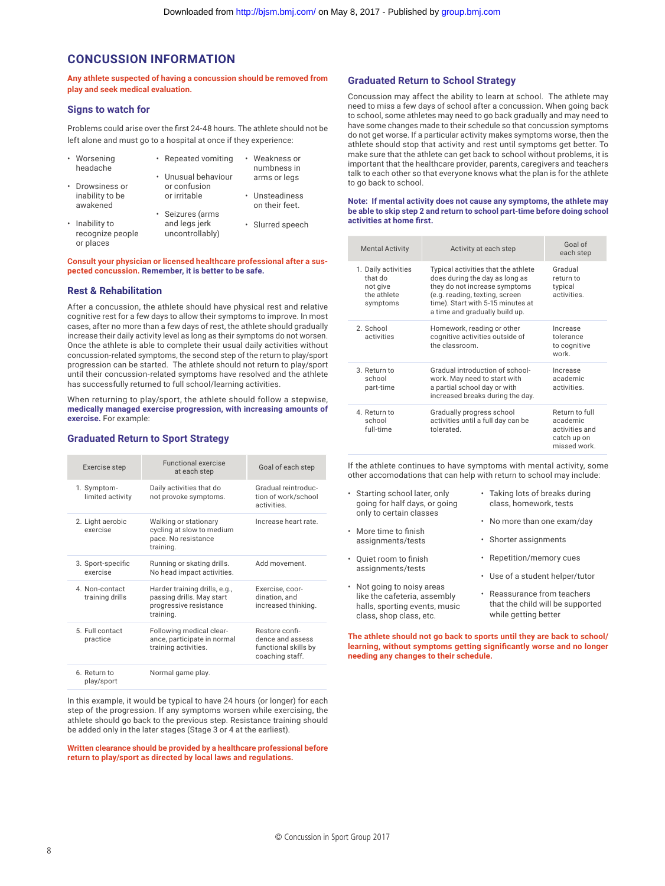# CONCUSSION INFORMATION

**Any athlete suspected of having a concussion should be removed from play and seek medical evaluation.**

## Signs to watch for

Problems could arise over the first 24-48 hours. The athlete should not be left alone and must go to a hospital at once if they experience:

- Worsening headache
- Drowsiness or inability to be awakened
- Inability to recognize people or places
- Repeated vomiting
- Unusual behaviour or confusion or irritable
- Seizures (arms and legs jerk uncontrollably)
- Weakness or numbness in arms or legs
- Unsteadiness on their feet.
- Slurred speech

**Consult your physician or licensed healthcare professional after a suspected concussion. Remember, it is better to be safe.**

## Rest & Rehabilitation

After a concussion, the athlete should have physical rest and relative cognitive rest for a few days to allow their symptoms to improve. In most cases, after no more than a few days of rest, the athlete should gradually increase their daily activity level as long as their symptoms do not worsen. Once the athlete is able to complete their usual daily activities without concussion-related symptoms, the second step of the return to play/sport progression can be started. The athlete should not return to play/sport until their concussion-related symptoms have resolved and the athlete has successfully returned to full school/learning activities.

When returning to play/sport, the athlete should follow a stepwise, **medically managed exercise progression, with increasing amounts of exercise.** For example:

## Graduated Return to Sport Strategy

| Exercise step | Functional exercise at each step | Goal of each step |
|---|---|---|
| 1. Symptom-limited activity | Daily activities that do not provoke symptoms. | Gradual reintroduction of work/school activities. |
| 2. Light aerobic exercise | Walking or stationary cycling at slow to medium pace. No resistance training. | Increase heart rate. |
| 3. Sport-specific exercise | Running or skating drills. No head impact activities. | Add movement. |
| 4. Non-contact training drills | Harder training drills, e.g., passing drills. May start progressive resistance training. | Exercise, coordination, and increased thinking. |
| 5. Full contact practice | Following medical clearance, participate in normal training activities. | Restore confidence and assess functional skills by coaching staff. |
| 6. Return to play/sport | Normal game play. | |

In this example, it would be typical to have 24 hours (or longer) for each step of the progression. If any symptoms worsen while exercising, the athlete should go back to the previous step. Resistance training should be added only in the later stages (Stage 3 or 4 at the earliest).

**Written clearance should be provided by a healthcare professional before return to play/sport as directed by local laws and regulations.**

## Graduated Return to School Strategy

Concussion may affect the ability to learn at school. The athlete may need to miss a few days of school after a concussion. When going back to school, some athletes may need to go back gradually and may need to have some changes made to their schedule so that concussion symptoms do not get worse. If a particular activity makes symptoms worse, then the athlete should stop that activity and rest until symptoms get better. To make sure that the athlete can get back to school without problems, it is important that the healthcare provider, parents, caregivers and teachers talk to each other so that everyone knows what the plan is for the athlete to go back to school.

**Note: If mental activity does not cause any symptoms, the athlete may be able to skip step 2 and return to school part-time before doing school activities at home first.**

| Mental Activity | Activity at each step | Goal of each step |
|---|---|---|
| 1. Daily activities that do not give the athlete symptoms | Typical activities that the athlete does during the day as long as they do not increase symptoms (e.g. reading, texting, screen time). Start with 5-15 minutes at a time and gradually build up. | Gradual return to typical activities. |
| 2. School activities | Homework, reading or other cognitive activities outside of the classroom. | Increase tolerance to cognitive work. |
| 3. Return to school part-time | Gradual introduction of school-work. May need to start with a partial school day or with increased breaks during the day. | Increase academic activities. |
| 4. Return to school full-time | Gradually progress school activities until a full day can be tolerated. | Return to full academic activities and catch up on missed work. |

If the athlete continues to have symptoms with mental activity, some other accomodations that can help with return to school may include:

- Starting school later, only going for half days, or going only to certain classes
- More time to finish assignments/tests
- Quiet room to finish assignments/tests
- Not going to noisy areas like the cafeteria, assembly halls, sporting events, music class, shop class, etc.
- Taking lots of breaks during class, homework, tests
- No more than one exam/day
- Shorter assignments
- Repetition/memory cues
- Use of a student helper/tutor
- Reassurance from teachers that the child will be supported while getting better

**The athlete should not go back to sports until they are back to school/learning, without symptoms getting significantly worse and no longer needing any changes to their schedule.**

© Concussion in Sport Group 2017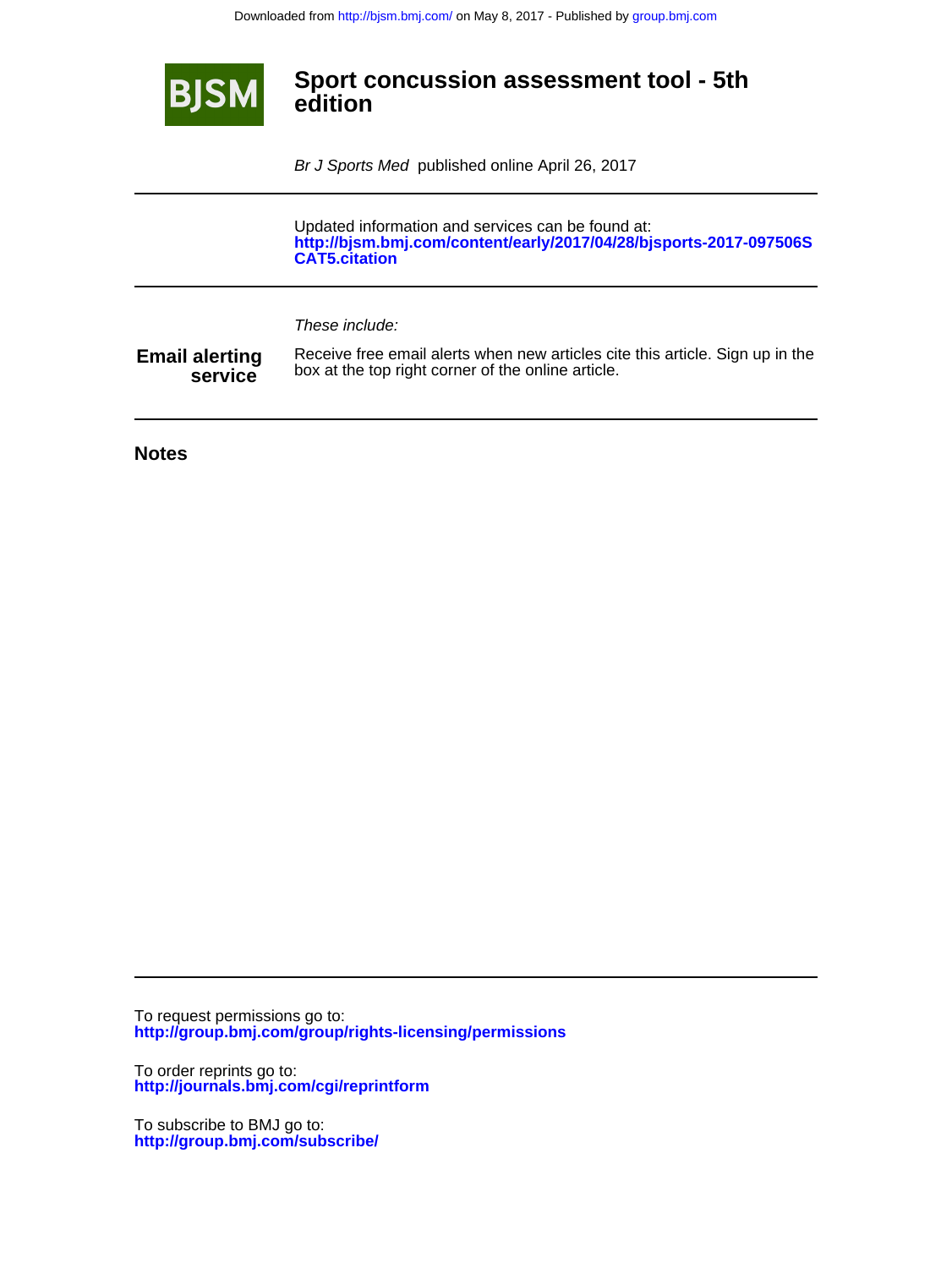Downloaded from http://bjsm.bmj.com/ on May 8, 2017 - Published by group.bmj.com

BJSM

# Sport concussion assessment tool - 5th edition

*Br J Sports Med* published online April 26, 2017

Updated information and services can be found at:
**http://bjsm.bmj.com/content/early/2017/04/28/bjsports-2017-097506SCAT5.citation**

*These include:*

**Email alerting service**

Receive free email alerts when new articles cite this article. Sign up in the box at the top right corner of the online article.

## Notes

To request permissions go to:
**http://group.bmj.com/group/rights-licensing/permissions**

To order reprints go to:
**http://journals.bmj.com/cgi/reprintform**

To subscribe to BMJ go to:
**http://group.bmj.com/subscribe/**